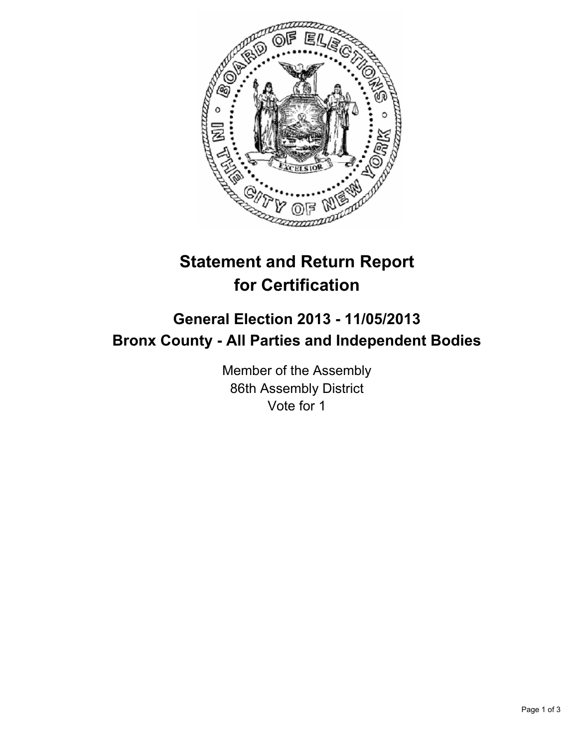# Statement and Return Report for Certification

## General Election 2013 - 11/05/2013
## Bronx County - All Parties and Independent Bodies

Member of the Assembly
86th Assembly District
Vote for 1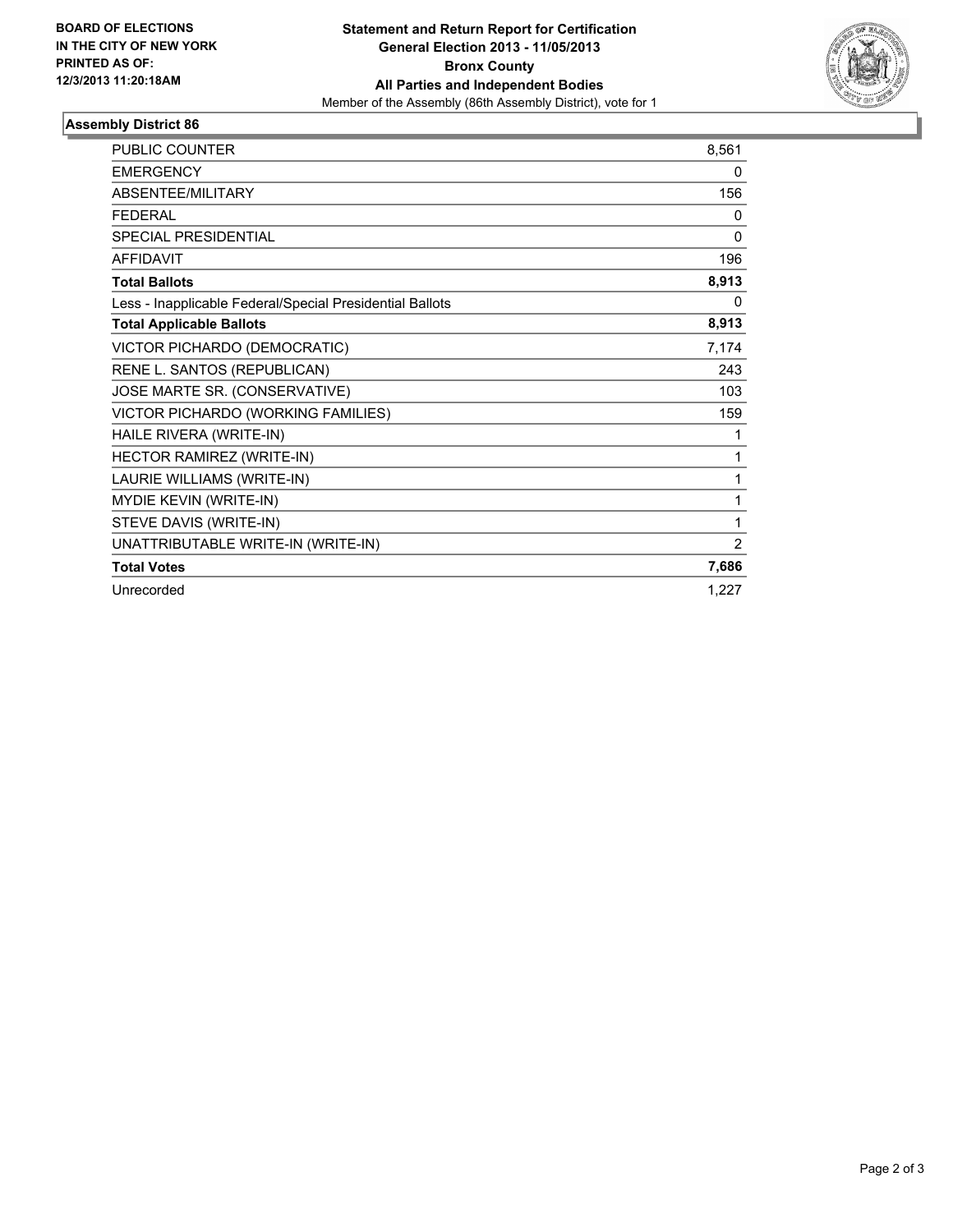**BOARD OF ELECTIONS IN THE CITY OF NEW YORK**
**PRINTED AS OF: 12/3/2013 11:20:18AM**

**Statement and Return Report for Certification**
**General Election 2013 - 11/05/2013**
**Bronx County**
**All Parties and Independent Bodies**
Member of the Assembly (86th Assembly District), vote for 1

## Assembly District 86

| | |
|---|---|
| PUBLIC COUNTER | 8,561 |
| EMERGENCY | 0 |
| ABSENTEE/MILITARY | 156 |
| FEDERAL | 0 |
| SPECIAL PRESIDENTIAL | 0 |
| AFFIDAVIT | 196 |
| **Total Ballots** | **8,913** |
| Less - Inapplicable Federal/Special Presidential Ballots | 0 |
| **Total Applicable Ballots** | **8,913** |
| VICTOR PICHARDO (DEMOCRATIC) | 7,174 |
| RENE L. SANTOS (REPUBLICAN) | 243 |
| JOSE MARTE SR. (CONSERVATIVE) | 103 |
| VICTOR PICHARDO (WORKING FAMILIES) | 159 |
| HAILE RIVERA (WRITE-IN) | 1 |
| HECTOR RAMIREZ (WRITE-IN) | 1 |
| LAURIE WILLIAMS (WRITE-IN) | 1 |
| MYDIE KEVIN (WRITE-IN) | 1 |
| STEVE DAVIS (WRITE-IN) | 1 |
| UNATTRIBUTABLE WRITE-IN (WRITE-IN) | 2 |
| **Total Votes** | **7,686** |
| Unrecorded | 1,227 |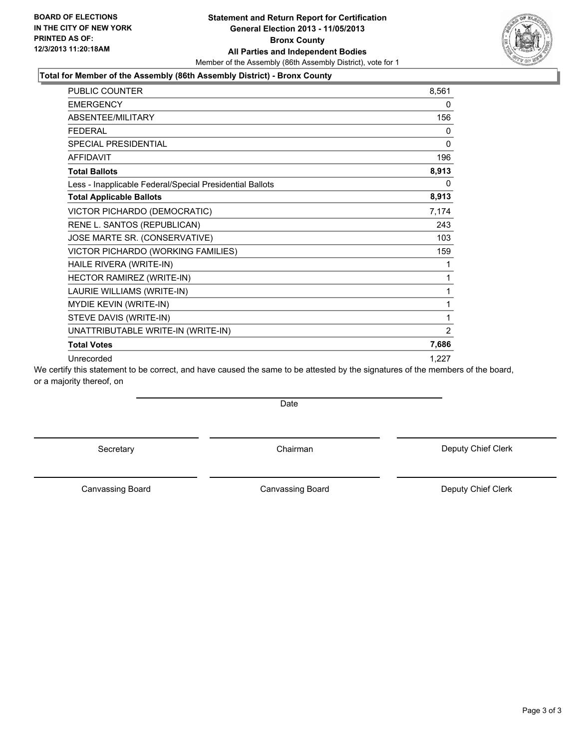**BOARD OF ELECTIONS IN THE CITY OF NEW YORK PRINTED AS OF: 12/3/2013 11:20:18AM**

**Statement and Return Report for Certification General Election 2013 - 11/05/2013 Bronx County All Parties and Independent Bodies**

Member of the Assembly (86th Assembly District), vote for 1

**Total for Member of the Assembly (86th Assembly District) - Bronx County**

| | |
|---|---|
| PUBLIC COUNTER | 8,561 |
| EMERGENCY | 0 |
| ABSENTEE/MILITARY | 156 |
| FEDERAL | 0 |
| SPECIAL PRESIDENTIAL | 0 |
| AFFIDAVIT | 196 |
| **Total Ballots** | **8,913** |
| Less - Inapplicable Federal/Special Presidential Ballots | 0 |
| **Total Applicable Ballots** | **8,913** |
| VICTOR PICHARDO (DEMOCRATIC) | 7,174 |
| RENE L. SANTOS (REPUBLICAN) | 243 |
| JOSE MARTE SR. (CONSERVATIVE) | 103 |
| VICTOR PICHARDO (WORKING FAMILIES) | 159 |
| HAILE RIVERA (WRITE-IN) | 1 |
| HECTOR RAMIREZ (WRITE-IN) | 1 |
| LAURIE WILLIAMS (WRITE-IN) | 1 |
| MYDIE KEVIN (WRITE-IN) | 1 |
| STEVE DAVIS (WRITE-IN) | 1 |
| UNATTRIBUTABLE WRITE-IN (WRITE-IN) | 2 |
| **Total Votes** | **7,686** |
| Unrecorded | 1,227 |

We certify this statement to be correct, and have caused the same to be attested by the signatures of the members of the board, or a majority thereof, on

Date

Secretary

Chairman

Deputy Chief Clerk

Canvassing Board

Canvassing Board

Deputy Chief Clerk